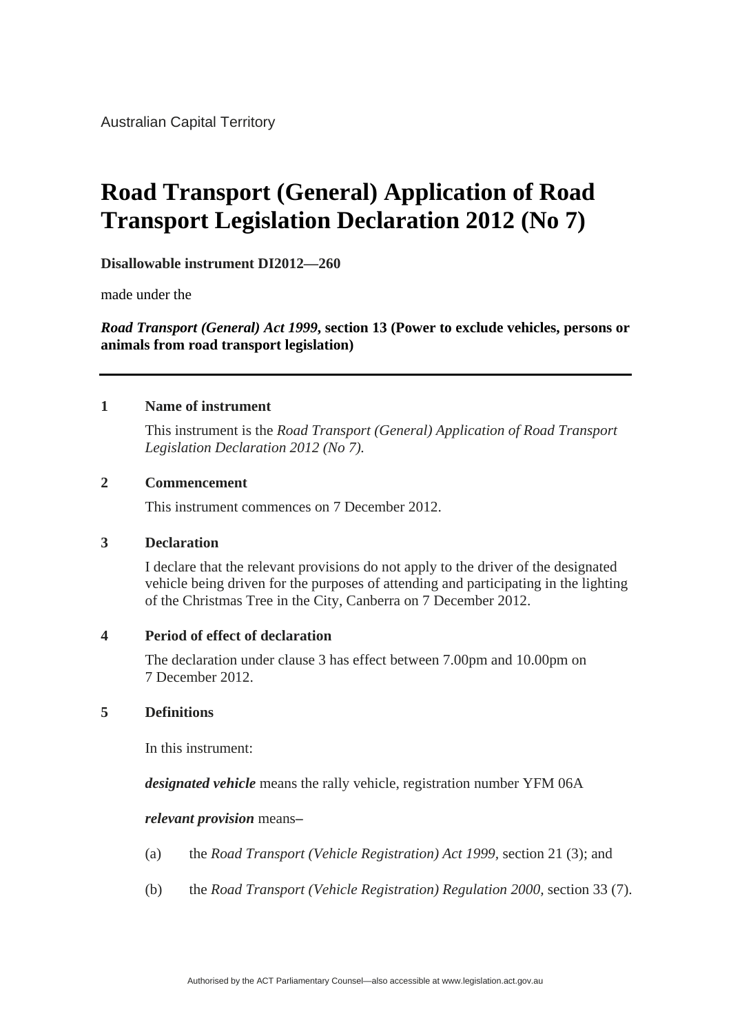Australian Capital Territory

# Road Transport (General) Application of Road Transport Legislation Declaration 2012 (No 7)

**Disallowable instrument DI2012—260**

made under the

***Road Transport (General) Act 1999*, section 13 (Power to exclude vehicles, persons or animals from road transport legislation)**

---

## 1 Name of instrument

This instrument is the *Road Transport (General) Application of Road Transport Legislation Declaration 2012 (No 7).*

## 2 Commencement

This instrument commences on 7 December 2012.

## 3 Declaration

I declare that the relevant provisions do not apply to the driver of the designated vehicle being driven for the purposes of attending and participating in the lighting of the Christmas Tree in the City, Canberra on 7 December 2012.

## 4 Period of effect of declaration

The declaration under clause 3 has effect between 7.00pm and 10.00pm on 7 December 2012.

## 5 Definitions

In this instrument:

***designated vehicle*** means the rally vehicle, registration number YFM 06A

***relevant provision*** means–

(a) the *Road Transport (Vehicle Registration) Act 1999*, section 21 (3); and

(b) the *Road Transport (Vehicle Registration) Regulation 2000*, section 33 (7).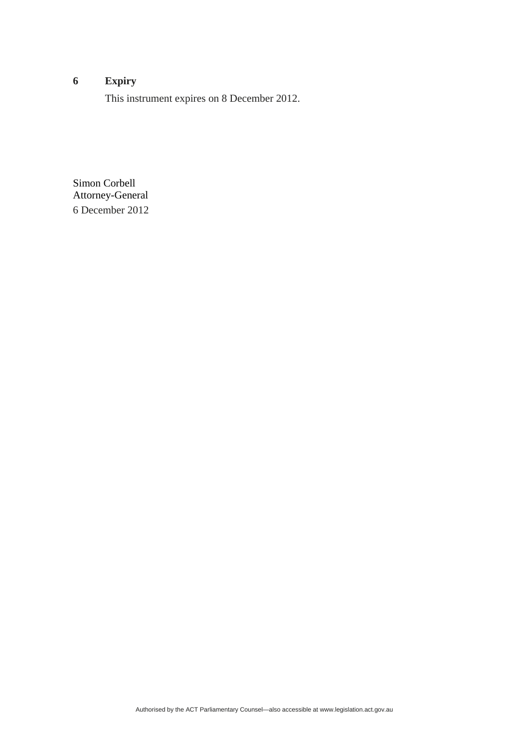## 6 Expiry

This instrument expires on 8 December 2012.

Simon Corbell
Attorney-General
6 December 2012